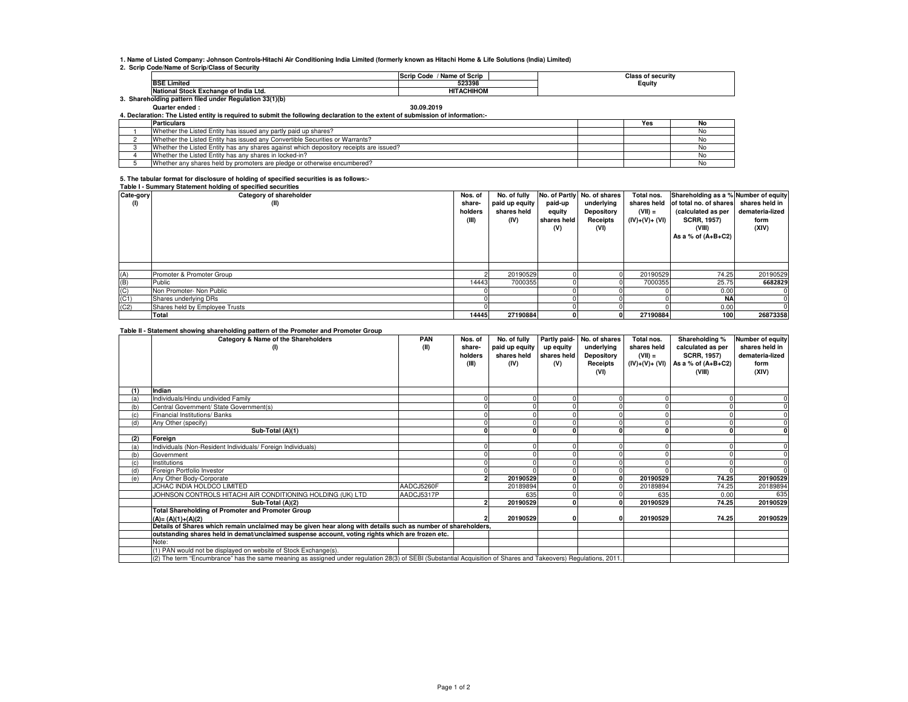1. Name of Listed Company: Johnson Controls-Hitachi Air Conditioning India Limited (formerly known as Hitachi Home & Life Solutions (India) Limited)

2. Scrip Code/Name of Scrip/Class of Security

| | Scrip Code / Name of Scrip | Class of security |
|---|---|---|
| BSE Limited | 523398 | Equity |
| National Stock Exchange of India Ltd. | HITACHIHOM | |

3. Shareholding pattern filed under Regulation 33(1)(b)

Quarter ended : 30.09.2019

4. Declaration: The Listed entity is required to submit the following declaration to the extent of submission of information:-

| | Particulars | | Yes | No |
|---|---|---|---|---|
| 1 | Whether the Listed Entity has issued any partly paid up shares? | | | No |
| 2 | Whether the Listed Entity has issued any Convertible Securities or Warrants? | | | No |
| 3 | Whether the Listed Entity has any shares against which depository receipts are issued? | | | No |
| 4 | Whether the Listed Entity has any shares in locked-in? | | | No |
| 5 | Whether any shares held by promoters are pledge or otherwise encumbered? | | | No |

5. The tabular format for disclosure of holding of specified securities is as follows:-

Table I - Summary Statement holding of specified securities

| Cate-gory (I) | Category of shareholder (II) | Nos. of share-holders (III) | No. of fully paid up equity shares held (IV) | No. of Partly paid-up equity shares held (V) | No. of shares underlying Depository Receipts (VI) | Total nos. shares held (VII) = (IV)+(V)+ (VI) | Shareholding as a % of total no. of shares (calculated as per SCRR, 1957) (VIII) As a % of (A+B+C2) | Number of equity shares held in demateria-lized form (XIV) |
|---|---|---|---|---|---|---|---|---|
| (A) | Promoter & Promoter Group | 2 | 20190529 | 0 | 0 | 20190529 | 74.25 | 20190529 |
| (B) | Public | 14443 | 7000355 | 0 | 0 | 7000355 | 25.75 | 6682829 |
| (C) | Non Promoter- Non Public | 0 | | 0 | 0 | 0 | 0.00 | 0 |
| (C1) | Shares underlying DRs | 0 | | 0 | 0 | 0 | NA | 0 |
| (C2) | Shares held by Employee Trusts | 0 | | 0 | 0 | 0 | 0.00 | 0 |
| | **Total** | **14445** | **27190884** | **0** | **0** | **27190884** | **100** | **26873358** |

Table II - Statement showing shareholding pattern of the Promoter and Promoter Group

| | Category & Name of the Shareholders (I) | PAN (II) | Nos. of share-holders (III) | No. of fully paid up equity shares held (IV) | Partly paid-up equity shares held (V) | No. of shares underlying Depository Receipts (VI) | Total nos. shares held (VII) = (IV)+(V)+ (VI) | Shareholding % calculated as per SCRR, 1957) As a % of (A+B+C2) (VIII) | Number of equity shares held in demateria-lized form (XIV) |
|---|---|---|---|---|---|---|---|---|---|
| **(1)** | **Indian** | | | | | | | | |
| (a) | Individuals/Hindu undivided Family | | 0 | 0 | 0 | 0 | 0 | 0 | 0 |
| (b) | Central Government/ State Government(s) | | 0 | 0 | 0 | 0 | 0 | 0 | 0 |
| (c) | Financial Institutions/ Banks | | 0 | 0 | 0 | 0 | 0 | 0 | 0 |
| (d) | Any Other (specify) | | 0 | 0 | 0 | 0 | 0 | 0 | 0 |
| | **Sub-Total (A)(1)** | | **0** | **0** | **0** | **0** | **0** | **0** | **0** |
| **(2)** | **Foreign** | | | | | | | | |
| (a) | Individuals (Non-Resident Individuals/ Foreign Individuals) | | 0 | 0 | 0 | 0 | 0 | 0 | 0 |
| (b) | Government | | 0 | 0 | 0 | 0 | 0 | 0 | 0 |
| (c) | Institutions | | 0 | 0 | 0 | 0 | 0 | 0 | 0 |
| (d) | Foreign Portfolio Investor | | 0 | 0 | 0 | 0 | 0 | 0 | 0 |
| (e) | Any Other Body-Corporate | | **2** | **20190529** | **0** | **0** | **20190529** | **74.25** | **20190529** |
| | JCHAC INDIA HOLDCO LIMITED | AADCJ5260F | | 20189894 | 0 | 0 | 20189894 | 74.25 | 20189894 |
| | JOHNSON CONTROLS HITACHI AIR CONDITIONING HOLDING (UK) LTD | AADCJ5317P | | 635 | 0 | 0 | 635 | 0.00 | 635 |
| | **Sub-Total (A)(2)** | | **2** | **20190529** | **0** | **0** | **20190529** | **74.25** | **20190529** |
| | **Total Shareholding of Promoter and Promoter Group (A)= (A)(1)+(A)(2)** | | **2** | **20190529** | **0** | **0** | **20190529** | **74.25** | **20190529** |
| | **Details of Shares which remain unclaimed may be given hear along with details such as number of shareholders, outstanding shares held in demat/unclaimed suspense account, voting rights which are frozen etc.** | | | | | | | | |
| | Note: | | | | | | | | |
| | (1) PAN would not be displayed on website of Stock Exchange(s). | | | | | | | | |
| | (2) The term "Encumbrance" has the same meaning as assigned under regulation 28(3) of SEBI (Substantial Acquisition of Shares and Takeovers) Regulations, 2011. | | | | | | | | |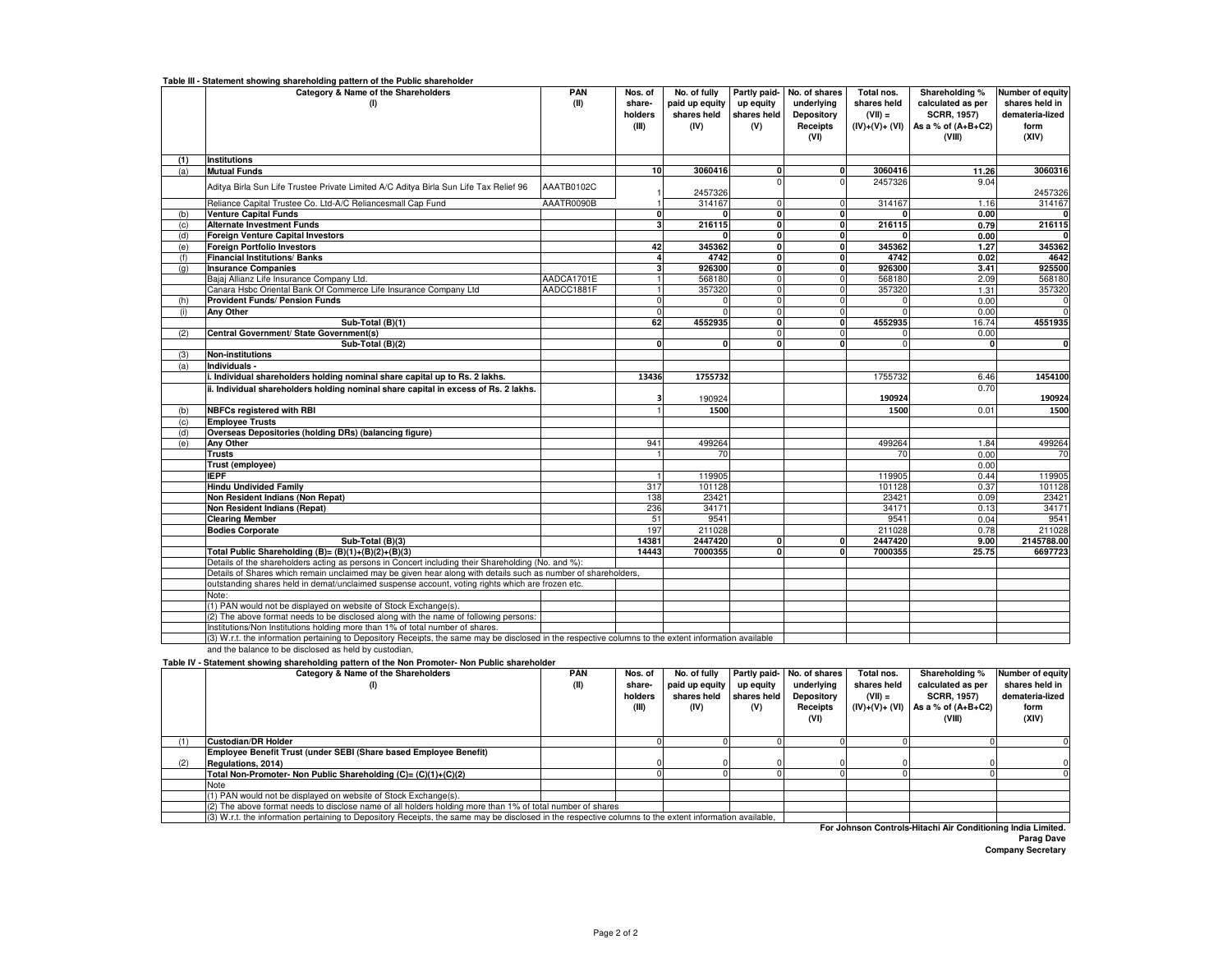**Table III - Statement showing shareholding pattern of the Public shareholder**

| | Category & Name of the Shareholders (I) | PAN (II) | Nos. of share-holders (III) | No. of fully paid up equity shares held (IV) | Partly paid-up equity shares held (V) | No. of shares underlying Depository Receipts (VI) | Total nos. shares held (VII) = (IV)+(V)+ (VI) | Shareholding % calculated as per SCRR, 1957) As a % of (A+B+C2) (VIII) | Number of equity shares held in demateria-lized form (XIV) |
|---|---|---|---|---|---|---|---|---|---|
| (1) | **Institutions** | | | | | | | | |
| (a) | **Mutual Funds** | | 10 | 3060416 | 0 | 0 | 3060416 | 11.26 | 3060316 |
| | Aditya Birla Sun Life Trustee Private Limited A/C Aditya Birla Sun Life Tax Relief 96 | AAATB0102C | 1 | 2457326 | 0 | 0 | 2457326 | 9.04 | 2457326 |
| | Reliance Capital Trustee Co. Ltd-A/C Reliancesmall Cap Fund | AAATR0090B | 1 | 314167 | 0 | 0 | 314167 | 1.16 | 314167 |
| (b) | **Venture Capital Funds** | | 0 | 0 | 0 | 0 | 0 | 0.00 | 0 |
| (c) | **Alternate Investment Funds** | | 3 | 216115 | 0 | 0 | 216115 | 0.79 | 216115 |
| (d) | **Foreign Venture Capital Investors** | | | 0 | 0 | 0 | 0 | 0.00 | 0 |
| (e) | **Foreign Portfolio Investors** | | 42 | 345362 | 0 | 0 | 345362 | 1.27 | 345362 |
| (f) | **Financial Institutions/ Banks** | | 4 | 4742 | 0 | 0 | 4742 | 0.02 | 4642 |
| (g) | **Insurance Companies** | | 3 | 926300 | 0 | 0 | 926300 | 3.41 | 925500 |
| | Bajaj Allianz Life Insurance Company Ltd. | AADCA1701E | 1 | 568180 | 0 | 0 | 568180 | 2.09 | 568180 |
| | Canara Hsbc Oriental Bank Of Commerce Life Insurance Company Ltd | AADCC1881F | 1 | 357320 | 0 | 0 | 357320 | 1.31 | 357320 |
| (h) | **Provident Funds/ Pension Funds** | | 0 | 0 | 0 | 0 | 0 | 0.00 | 0 |
| (i) | **Any Other** | | 0 | 0 | 0 | 0 | 0 | 0.00 | 0 |
| | **Sub-Total (B)(1)** | | 62 | 4552935 | 0 | 0 | 4552935 | 16.74 | 4551935 |
| (2) | **Central Government/ State Government(s)** | | | | 0 | 0 | 0 | 0.00 | |
| | **Sub-Total (B)(2)** | | 0 | 0 | 0 | 0 | 0 | 0 | 0 |
| (3) | **Non-institutions** | | | | | | | | |
| (a) | **Individuals -** | | | | | | | | |
| | **i. Individual shareholders holding nominal share capital up to Rs. 2 lakhs.** | | 13436 | 1755732 | | | 1755732 | 6.46 | 1454100 |
| | **ii. Individual shareholders holding nominal share capital in excess of Rs. 2 lakhs.** | | 3 | 190924 | | | 190924 | 0.70 | 190924 |
| (b) | **NBFCs registered with RBI** | | 1 | 1500 | | | 1500 | 0.01 | 1500 |
| (c) | **Employee Trusts** | | | | | | | | |
| (d) | **Overseas Depositories (holding DRs) (balancing figure)** | | | | | | | | |
| (e) | **Any Other** | | 941 | 499264 | | | 499264 | 1.84 | 499264 |
| | **Trusts** | | 1 | 70 | | | 70 | 0.00 | 70 |
| | **Trust (employee)** | | | | | | | 0.00 | |
| | **IEPF** | | 1 | 119905 | | | 119905 | 0.44 | 119905 |
| | **Hindu Undivided Family** | | 317 | 101128 | | | 101128 | 0.37 | 101128 |
| | **Non Resident Indians (Non Repat)** | | 138 | 23421 | | | 23421 | 0.09 | 23421 |
| | **Non Resident Indians (Repat)** | | 236 | 34171 | | | 34171 | 0.13 | 34171 |
| | **Clearing Member** | | 51 | 9541 | | | 9541 | 0.04 | 9541 |
| | **Bodies Corporate** | | 197 | 211028 | | | 211028 | 0.78 | 211028 |
| | **Sub-Total (B)(3)** | | 14381 | 2447420 | 0 | 0 | 2447420 | 9.00 | 2145788.00 |
| | **Total Public Shareholding (B)= (B)(1)+(B)(2)+(B)(3)** | | 14443 | 7000355 | 0 | 0 | 7000355 | 25.75 | 6697723 |

Details of the shareholders acting as persons in Concert including their Shareholding (No. and %):

Details of Shares which remain unclaimed may be given hear along with details such as number of shareholders, outstanding shares held in demat/unclaimed suspense account, voting rights which are frozen etc.

Note:

(1) PAN would not be displayed on website of Stock Exchange(s).

(2) The above format needs to be disclosed along with the name of following persons: Institutions/Non Institutions holding more than 1% of total number of shares.

(3) W.r.t. the information pertaining to Depository Receipts, the same may be disclosed in the respective columns to the extent information available and the balance to be disclosed as held by custodian,

**Table IV - Statement showing shareholding pattern of the Non Promoter- Non Public shareholder**

| | Category & Name of the Shareholders (I) | PAN (II) | Nos. of share-holders (III) | No. of fully paid up equity shares held (IV) | Partly paid-up equity shares held (V) | No. of shares underlying Depository Receipts (VI) | Total nos. shares held (VII) = (IV)+(V)+ (VI) | Shareholding % calculated as per SCRR, 1957) As a % of (A+B+C2) (VIII) | Number of equity shares held in demateria-lized form (XIV) |
|---|---|---|---|---|---|---|---|---|---|
| (1) | **Custodian/DR Holder** | | 0 | 0 | 0 | 0 | 0 | 0 | 0 |
| (2) | **Employee Benefit Trust (under SEBI (Share based Employee Benefit) Regulations, 2014)** | | 0 | 0 | 0 | 0 | 0 | 0 | 0 |
| | **Total Non-Promoter- Non Public Shareholding (C)= (C)(1)+(C)(2)** | | 0 | 0 | 0 | 0 | 0 | 0 | 0 |

Note

(1) PAN would not be displayed on website of Stock Exchange(s).

(2) The above format needs to disclose name of all holders holding more than 1% of total number of shares

(3) W.r.t. the information pertaining to Depository Receipts, the same may be disclosed in the respective columns to the extent information available,

**For Johnson Controls-Hitachi Air Conditioning India Limited.**

**Parag Dave**

**Company Secretary**